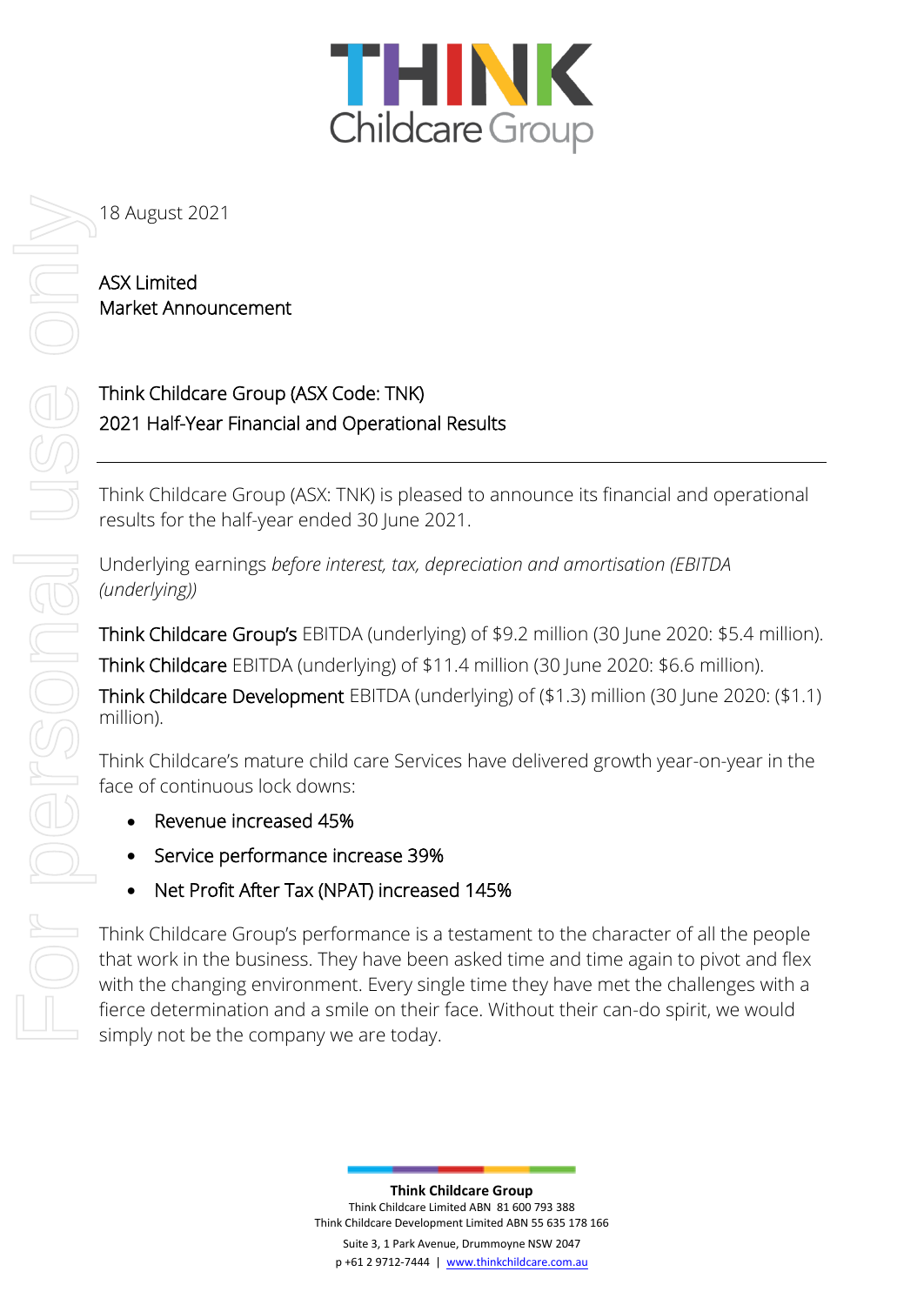18 August 2021

ASX Limited
Market Announcement

Think Childcare Group (ASX Code: TNK)
2021 Half-Year Financial and Operational Results

---

Think Childcare Group (ASX: TNK) is pleased to announce its financial and operational results for the half-year ended 30 June 2021.

Underlying earnings *before interest, tax, depreciation and amortisation (EBITDA (underlying))*

Think Childcare Group's EBITDA (underlying) of $9.2 million (30 June 2020: $5.4 million).

Think Childcare EBITDA (underlying) of $11.4 million (30 June 2020: $6.6 million).

Think Childcare Development EBITDA (underlying) of ($1.3) million (30 June 2020: ($1.1) million).

Think Childcare's mature child care Services have delivered growth year-on-year in the face of continuous lock downs:

- Revenue increased 45%
- Service performance increase 39%
- Net Profit After Tax (NPAT) increased 145%

Think Childcare Group's performance is a testament to the character of all the people that work in the business. They have been asked time and time again to pivot and flex with the changing environment. Every single time they have met the challenges with a fierce determination and a smile on their face. Without their can-do spirit, we would simply not be the company we are today.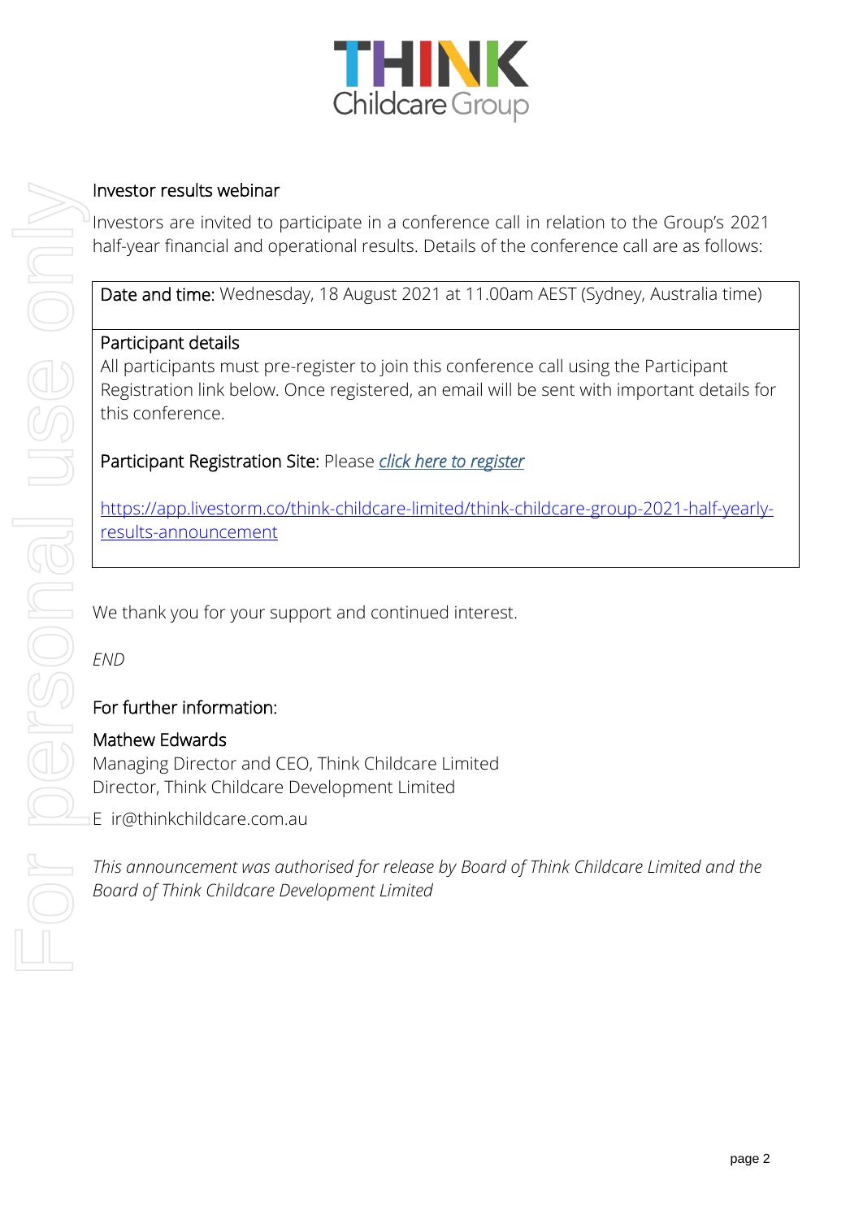THINK Childcare Group

## Investor results webinar

Investors are invited to participate in a conference call in relation to the Group's 2021 half-year financial and operational results. Details of the conference call are as follows:

**Date and time:** Wednesday, 18 August 2021 at 11.00am AEST (Sydney, Australia time)

**Participant details**

All participants must pre-register to join this conference call using the Participant Registration link below. Once registered, an email will be sent with important details for this conference.

**Participant Registration Site:** Please *click here to register*

https://app.livestorm.co/think-childcare-limited/think-childcare-group-2021-half-yearly-results-announcement

We thank you for your support and continued interest.

*END*

**For further information:**

**Mathew Edwards**
Managing Director and CEO, Think Childcare Limited
Director, Think Childcare Development Limited

E ir@thinkchildcare.com.au

*This announcement was authorised for release by Board of Think Childcare Limited and the Board of Think Childcare Development Limited*